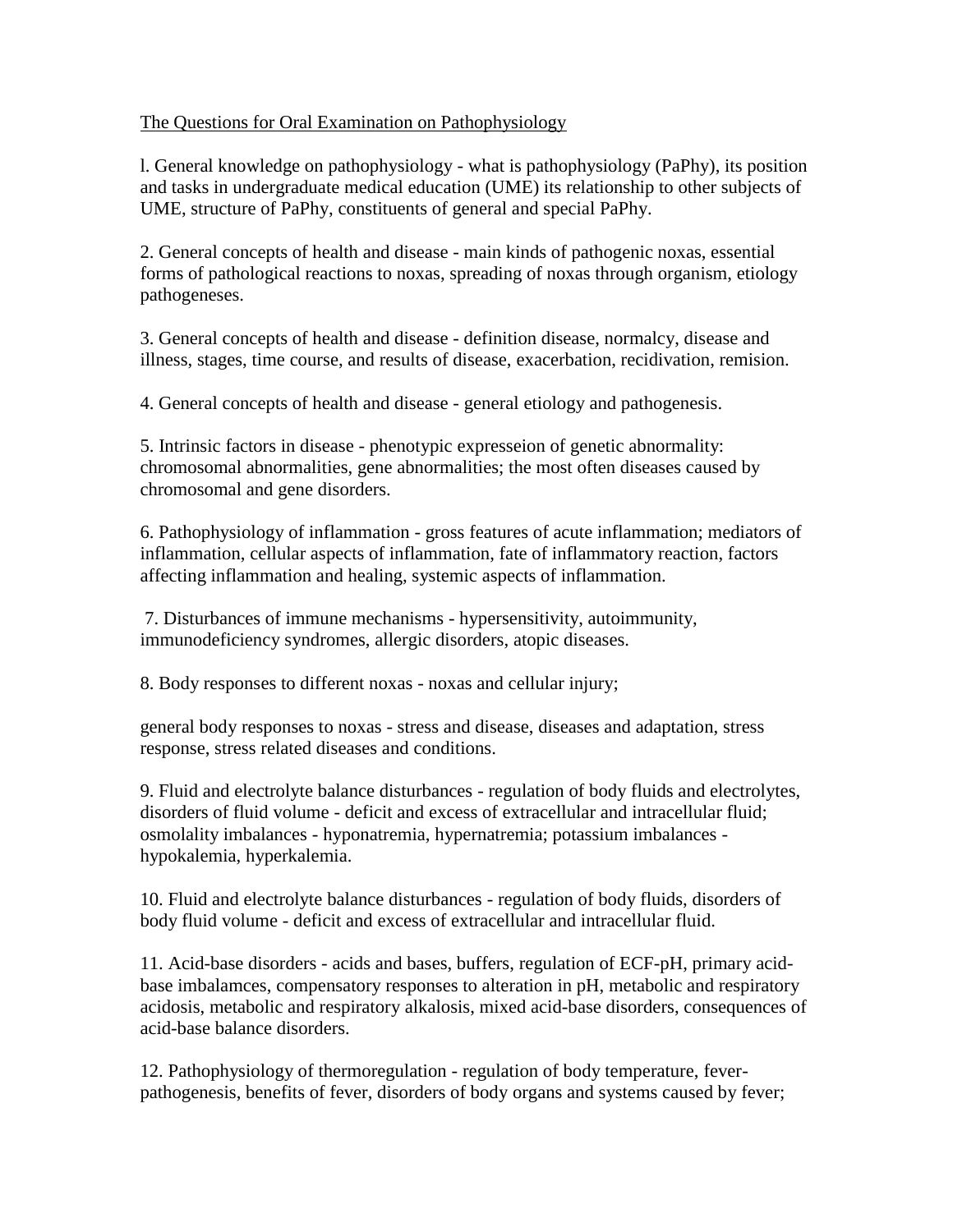The Questions for Oral Examination on Pathophysiology

l. General knowledge on pathophysiology - what is pathophysiology (PaPhy), its position and tasks in undergraduate medical education (UME) its relationship to other subjects of UME, structure of PaPhy, constituents of general and special PaPhy.

2. General concepts of health and disease - main kinds of pathogenic noxas, essential forms of pathological reactions to noxas, spreading of noxas through organism, etiology pathogeneses.

3. General concepts of health and disease - definition disease, normalcy, disease and illness, stages, time course, and results of disease, exacerbation, recidivation, remision.

4. General concepts of health and disease - general etiology and pathogenesis.

5. Intrinsic factors in disease - phenotypic expresseion of genetic abnormality: chromosomal abnormalities, gene abnormalities; the most often diseases caused by chromosomal and gene disorders.

6. Pathophysiology of inflammation - gross features of acute inflammation; mediators of inflammation, cellular aspects of inflammation, fate of inflammatory reaction, factors affecting inflammation and healing, systemic aspects of inflammation.

7. Disturbances of immune mechanisms - hypersensitivity, autoimmunity, immunodeficiency syndromes, allergic disorders, atopic diseases.

8. Body responses to different noxas - noxas and cellular injury;

general body responses to noxas - stress and disease, diseases and adaptation, stress response, stress related diseases and conditions.

9. Fluid and electrolyte balance disturbances - regulation of body fluids and electrolytes, disorders of fluid volume - deficit and excess of extracellular and intracellular fluid; osmolality imbalances - hyponatremia, hypernatremia; potassium imbalances - hypokalemia, hyperkalemia.

10. Fluid and electrolyte balance disturbances - regulation of body fluids, disorders of body fluid volume - deficit and excess of extracellular and intracellular fluid.

11. Acid-base disorders - acids and bases, buffers, regulation of ECF-pH, primary acid-base imbalamces, compensatory responses to alteration in pH, metabolic and respiratory acidosis, metabolic and respiratory alkalosis, mixed acid-base disorders, consequences of acid-base balance disorders.

12. Pathophysiology of thermoregulation - regulation of body temperature, fever-pathogenesis, benefits of fever, disorders of body organs and systems caused by fever;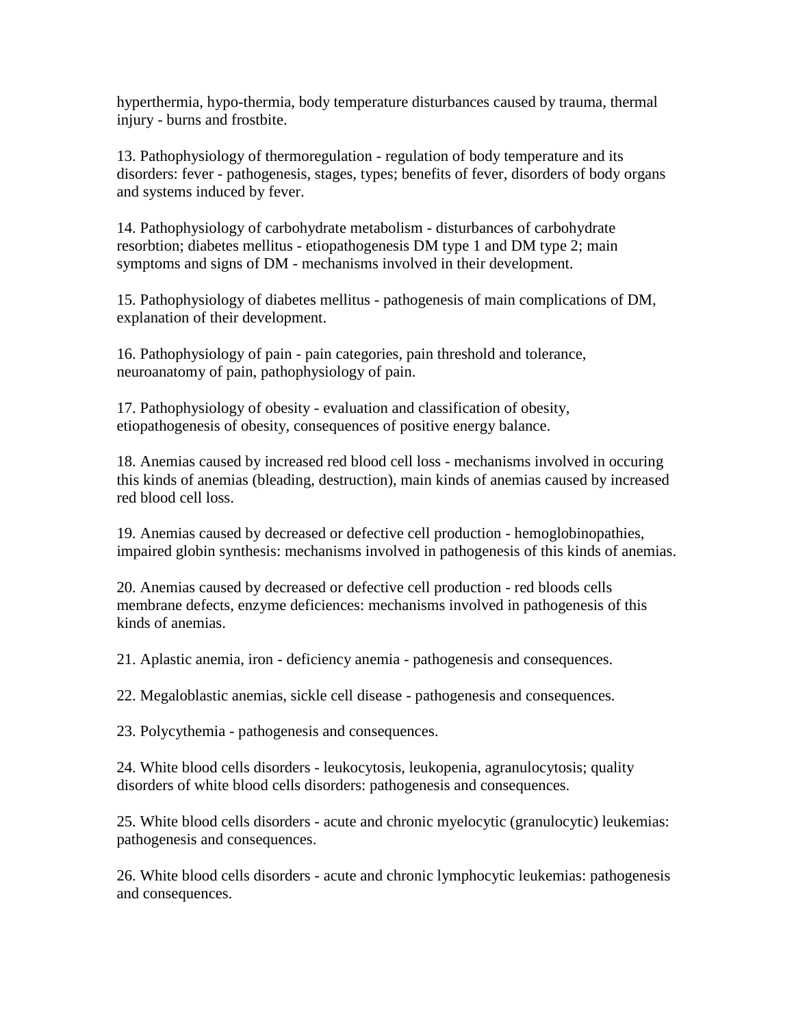hyperthermia, hypo-thermia, body temperature disturbances caused by trauma, thermal injury - burns and frostbite.

13. Pathophysiology of thermoregulation - regulation of body temperature and its disorders: fever - pathogenesis, stages, types; benefits of fever, disorders of body organs and systems induced by fever.

14. Pathophysiology of carbohydrate metabolism - disturbances of carbohydrate resorbtion; diabetes mellitus - etiopathogenesis DM type 1 and DM type 2; main symptoms and signs of DM - mechanisms involved in their development.

15. Pathophysiology of diabetes mellitus - pathogenesis of main complications of DM, explanation of their development.

16. Pathophysiology of pain - pain categories, pain threshold and tolerance, neuroanatomy of pain, pathophysiology of pain.

17. Pathophysiology of obesity - evaluation and classification of obesity, etiopathogenesis of obesity, consequences of positive energy balance.

18. Anemias caused by increased red blood cell loss - mechanisms involved in occuring this kinds of anemias (bleading, destruction), main kinds of anemias caused by increased red blood cell loss.

19. Anemias caused by decreased or defective cell production - hemoglobinopathies, impaired globin synthesis: mechanisms involved in pathogenesis of this kinds of anemias.

20. Anemias caused by decreased or defective cell production - red bloods cells membrane defects, enzyme deficiences: mechanisms involved in pathogenesis of this kinds of anemias.

21. Aplastic anemia, iron - deficiency anemia - pathogenesis and consequences.

22. Megaloblastic anemias, sickle cell disease - pathogenesis and consequences.

23. Polycythemia - pathogenesis and consequences.

24. White blood cells disorders - leukocytosis, leukopenia, agranulocytosis; quality disorders of white blood cells disorders: pathogenesis and consequences.

25. White blood cells disorders - acute and chronic myelocytic (granulocytic) leukemias: pathogenesis and consequences.

26. White blood cells disorders - acute and chronic lymphocytic leukemias: pathogenesis and consequences.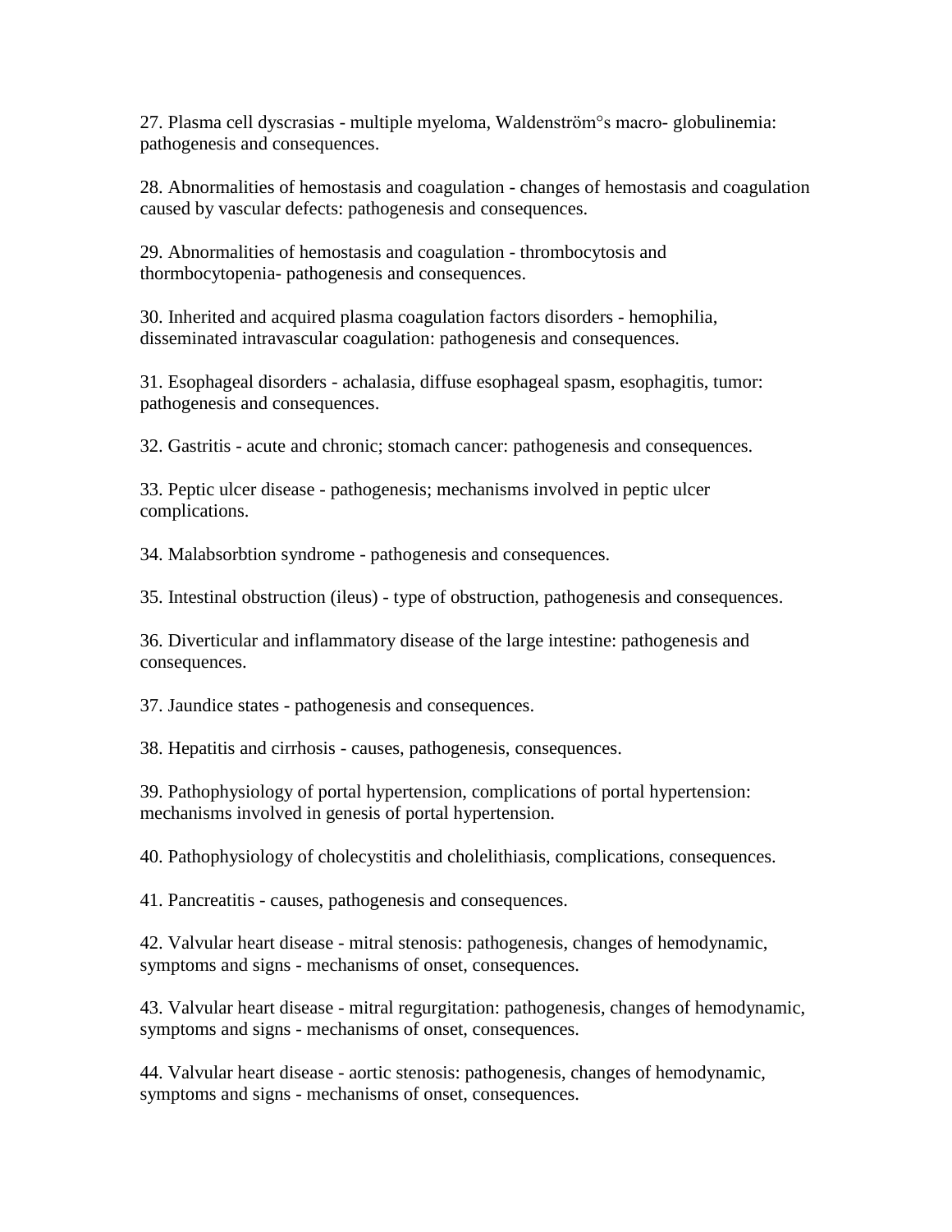27. Plasma cell dyscrasias - multiple myeloma, Waldenström°s macro- globulinemia: pathogenesis and consequences.

28. Abnormalities of hemostasis and coagulation - changes of hemostasis and coagulation caused by vascular defects: pathogenesis and consequences.

29. Abnormalities of hemostasis and coagulation - thrombocytosis and thormbocytopenia- pathogenesis and consequences.

30. Inherited and acquired plasma coagulation factors disorders - hemophilia, disseminated intravascular coagulation: pathogenesis and consequences.

31. Esophageal disorders - achalasia, diffuse esophageal spasm, esophagitis, tumor: pathogenesis and consequences.

32. Gastritis - acute and chronic; stomach cancer: pathogenesis and consequences.

33. Peptic ulcer disease - pathogenesis; mechanisms involved in peptic ulcer complications.

34. Malabsorbtion syndrome - pathogenesis and consequences.

35. Intestinal obstruction (ileus) - type of obstruction, pathogenesis and consequences.

36. Diverticular and inflammatory disease of the large intestine: pathogenesis and consequences.

37. Jaundice states - pathogenesis and consequences.

38. Hepatitis and cirrhosis - causes, pathogenesis, consequences.

39. Pathophysiology of portal hypertension, complications of portal hypertension: mechanisms involved in genesis of portal hypertension.

40. Pathophysiology of cholecystitis and cholelithiasis, complications, consequences.

41. Pancreatitis - causes, pathogenesis and consequences.

42. Valvular heart disease - mitral stenosis: pathogenesis, changes of hemodynamic, symptoms and signs - mechanisms of onset, consequences.

43. Valvular heart disease - mitral regurgitation: pathogenesis, changes of hemodynamic, symptoms and signs - mechanisms of onset, consequences.

44. Valvular heart disease - aortic stenosis: pathogenesis, changes of hemodynamic, symptoms and signs - mechanisms of onset, consequences.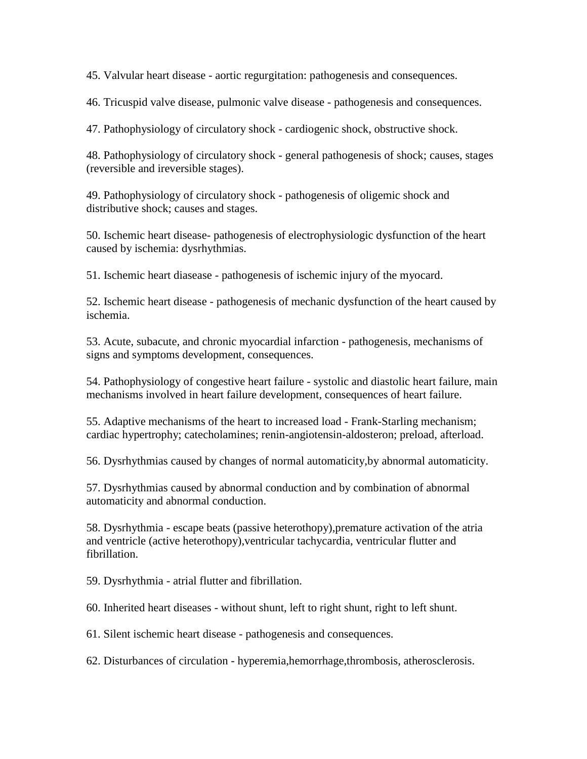45. Valvular heart disease - aortic regurgitation: pathogenesis and consequences.

46. Tricuspid valve disease, pulmonic valve disease - pathogenesis and consequences.

47. Pathophysiology of circulatory shock - cardiogenic shock, obstructive shock.

48. Pathophysiology of circulatory shock - general pathogenesis of shock; causes, stages (reversible and ireversible stages).

49. Pathophysiology of circulatory shock - pathogenesis of oligemic shock and distributive shock; causes and stages.

50. Ischemic heart disease- pathogenesis of electrophysiologic dysfunction of the heart caused by ischemia: dysrhythmias.

51. Ischemic heart diasease - pathogenesis of ischemic injury of the myocard.

52. Ischemic heart disease - pathogenesis of mechanic dysfunction of the heart caused by ischemia.

53. Acute, subacute, and chronic myocardial infarction - pathogenesis, mechanisms of signs and symptoms development, consequences.

54. Pathophysiology of congestive heart failure - systolic and diastolic heart failure, main mechanisms involved in heart failure development, consequences of heart failure.

55. Adaptive mechanisms of the heart to increased load - Frank-Starling mechanism; cardiac hypertrophy; catecholamines; renin-angiotensin-aldosteron; preload, afterload.

56. Dysrhythmias caused by changes of normal automaticity,by abnormal automaticity.

57. Dysrhythmias caused by abnormal conduction and by combination of abnormal automaticity and abnormal conduction.

58. Dysrhythmia - escape beats (passive heterothopy),premature activation of the atria and ventricle (active heterothopy),ventricular tachycardia, ventricular flutter and fibrillation.

59. Dysrhythmia - atrial flutter and fibrillation.

60. Inherited heart diseases - without shunt, left to right shunt, right to left shunt.

61. Silent ischemic heart disease - pathogenesis and consequences.

62. Disturbances of circulation - hyperemia,hemorrhage,thrombosis, atherosclerosis.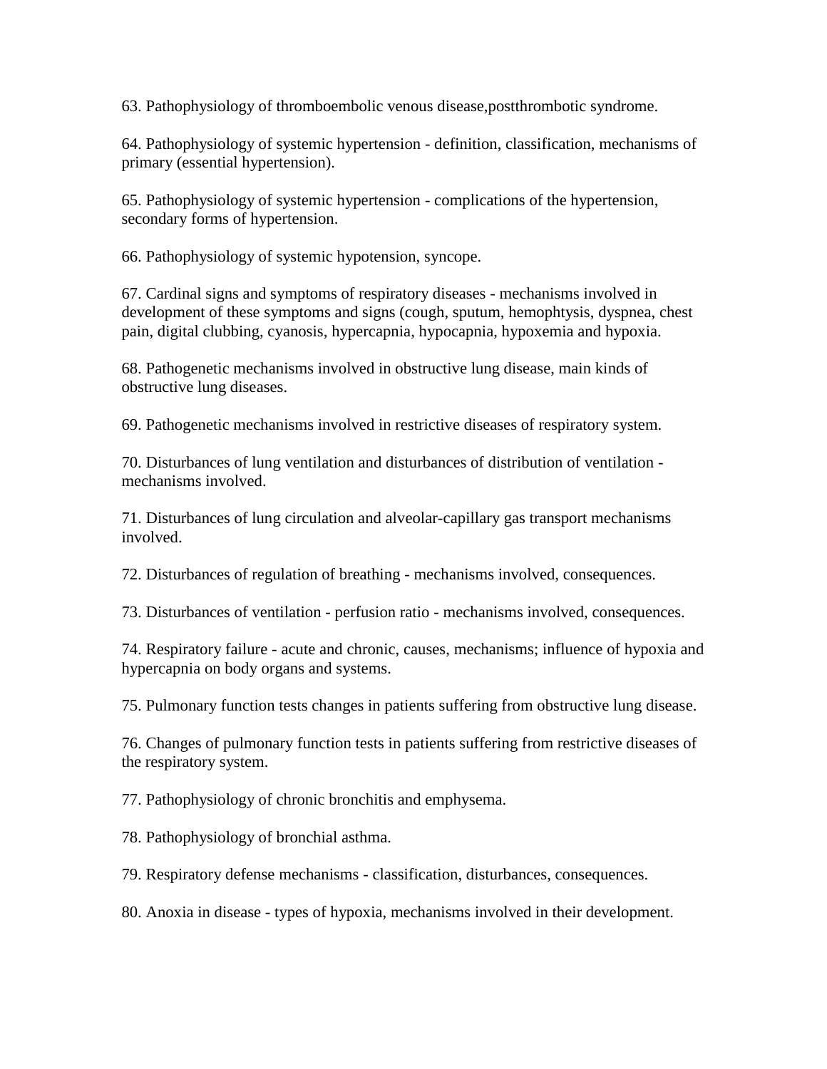63. Pathophysiology of thromboembolic venous disease,postthrombotic syndrome.

64. Pathophysiology of systemic hypertension - definition, classification, mechanisms of primary (essential hypertension).

65. Pathophysiology of systemic hypertension - complications of the hypertension, secondary forms of hypertension.

66. Pathophysiology of systemic hypotension, syncope.

67. Cardinal signs and symptoms of respiratory diseases - mechanisms involved in development of these symptoms and signs (cough, sputum, hemophtysis, dyspnea, chest pain, digital clubbing, cyanosis, hypercapnia, hypocapnia, hypoxemia and hypoxia.

68. Pathogenetic mechanisms involved in obstructive lung disease, main kinds of obstructive lung diseases.

69. Pathogenetic mechanisms involved in restrictive diseases of respiratory system.

70. Disturbances of lung ventilation and disturbances of distribution of ventilation - mechanisms involved.

71. Disturbances of lung circulation and alveolar-capillary gas transport mechanisms involved.

72. Disturbances of regulation of breathing - mechanisms involved, consequences.

73. Disturbances of ventilation - perfusion ratio - mechanisms involved, consequences.

74. Respiratory failure - acute and chronic, causes, mechanisms; influence of hypoxia and hypercapnia on body organs and systems.

75. Pulmonary function tests changes in patients suffering from obstructive lung disease.

76. Changes of pulmonary function tests in patients suffering from restrictive diseases of the respiratory system.

77. Pathophysiology of chronic bronchitis and emphysema.

78. Pathophysiology of bronchial asthma.

79. Respiratory defense mechanisms - classification, disturbances, consequences.

80. Anoxia in disease - types of hypoxia, mechanisms involved in their development.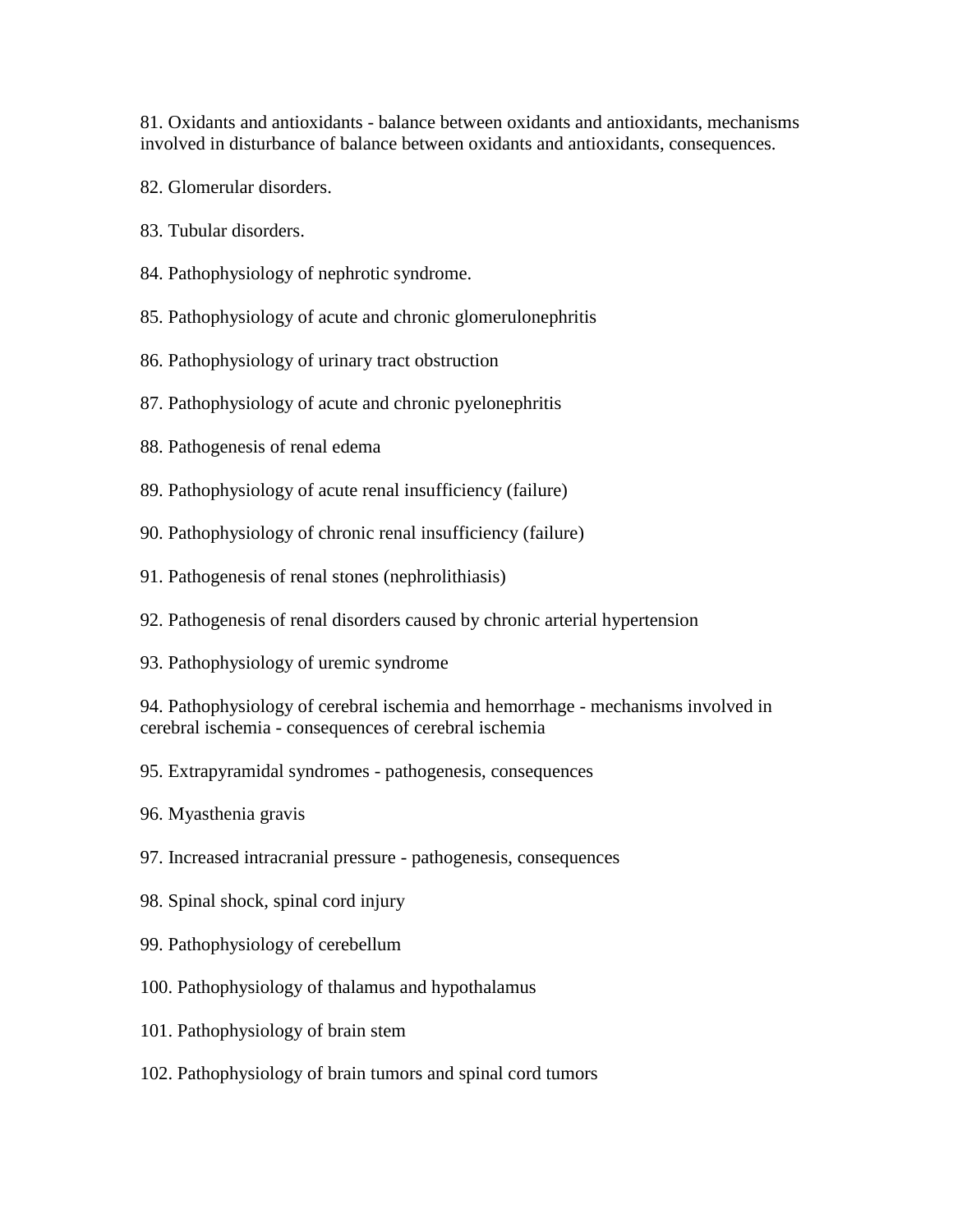81. Oxidants and antioxidants - balance between oxidants and antioxidants, mechanisms involved in disturbance of balance between oxidants and antioxidants, consequences.

82. Glomerular disorders.

83. Tubular disorders.

84. Pathophysiology of nephrotic syndrome.

85. Pathophysiology of acute and chronic glomerulonephritis

86. Pathophysiology of urinary tract obstruction

87. Pathophysiology of acute and chronic pyelonephritis

88. Pathogenesis of renal edema

89. Pathophysiology of acute renal insufficiency (failure)

90. Pathophysiology of chronic renal insufficiency (failure)

91. Pathogenesis of renal stones (nephrolithiasis)

92. Pathogenesis of renal disorders caused by chronic arterial hypertension

93. Pathophysiology of uremic syndrome

94. Pathophysiology of cerebral ischemia and hemorrhage - mechanisms involved in cerebral ischemia - consequences of cerebral ischemia

95. Extrapyramidal syndromes - pathogenesis, consequences

96. Myasthenia gravis

97. Increased intracranial pressure - pathogenesis, consequences

98. Spinal shock, spinal cord injury

99. Pathophysiology of cerebellum

100. Pathophysiology of thalamus and hypothalamus

101. Pathophysiology of brain stem

102. Pathophysiology of brain tumors and spinal cord tumors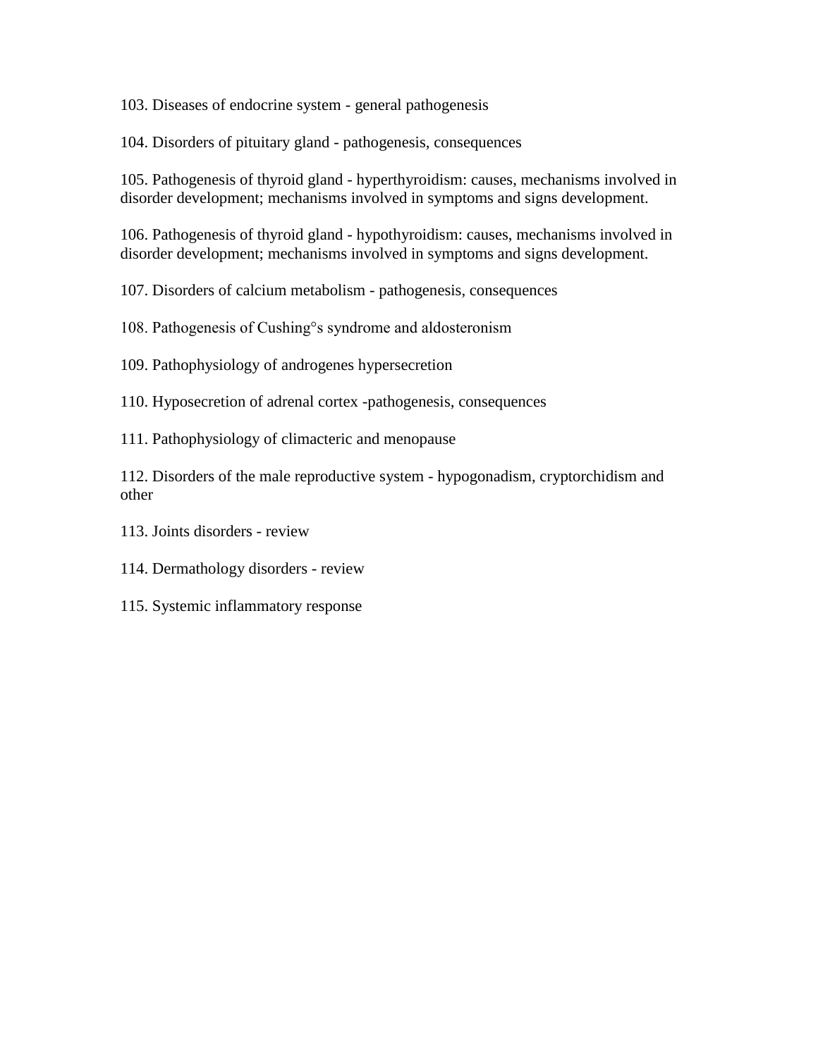103. Diseases of endocrine system - general pathogenesis

104. Disorders of pituitary gland - pathogenesis, consequences

105. Pathogenesis of thyroid gland - hyperthyroidism: causes, mechanisms involved in disorder development; mechanisms involved in symptoms and signs development.

106. Pathogenesis of thyroid gland - hypothyroidism: causes, mechanisms involved in disorder development; mechanisms involved in symptoms and signs development.

107. Disorders of calcium metabolism - pathogenesis, consequences

108. Pathogenesis of Cushing°s syndrome and aldosteronism

109. Pathophysiology of androgenes hypersecretion

110. Hyposecretion of adrenal cortex -pathogenesis, consequences

111. Pathophysiology of climacteric and menopause

112. Disorders of the male reproductive system - hypogonadism, cryptorchidism and other

113. Joints disorders - review

114. Dermathology disorders - review

115. Systemic inflammatory response